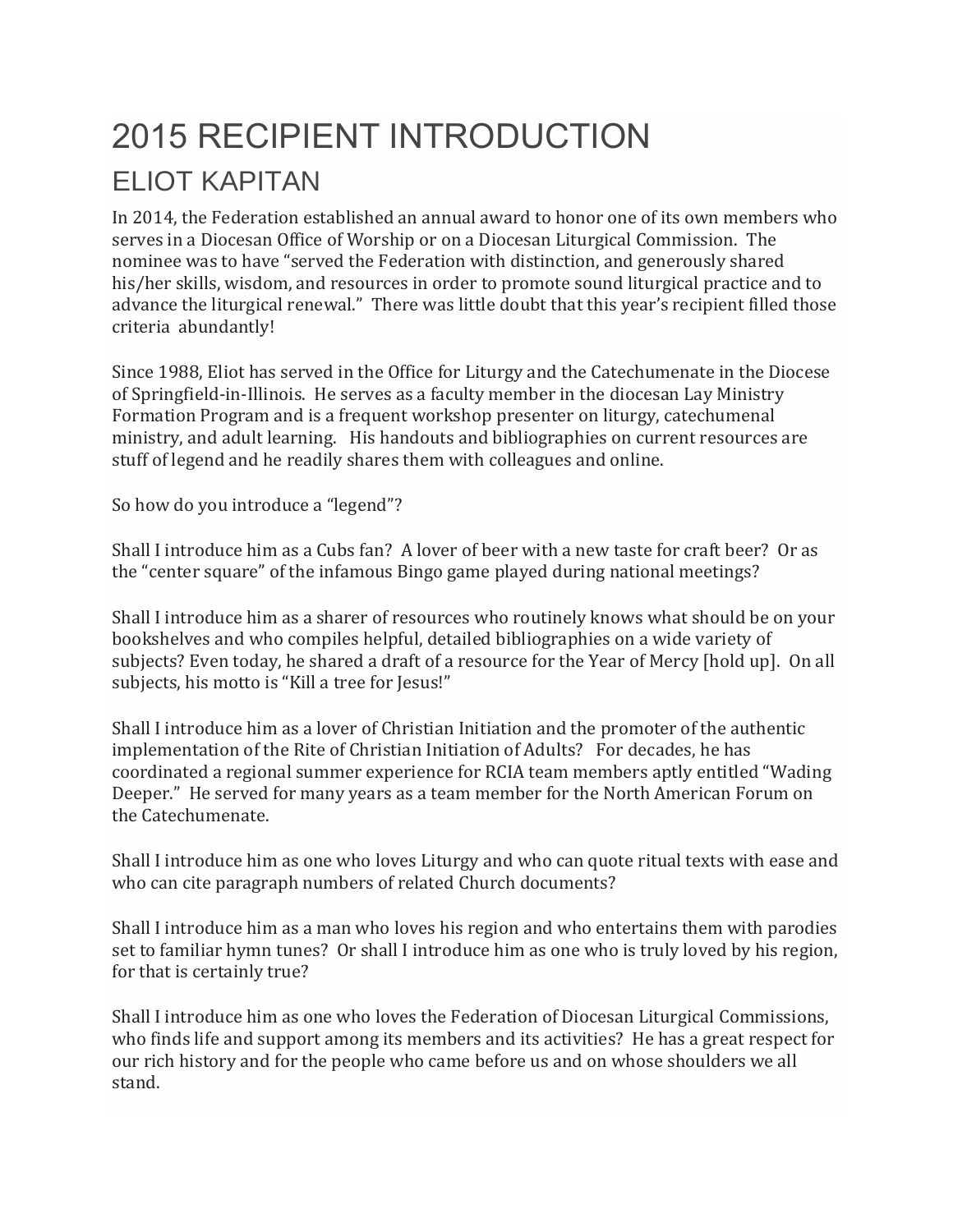# 2015 RECIPIENT INTRODUCTION

## ELIOT KAPITAN

In 2014, the Federation established an annual award to honor one of its own members who serves in a Diocesan Office of Worship or on a Diocesan Liturgical Commission. The nominee was to have "served the Federation with distinction, and generously shared his/her skills, wisdom, and resources in order to promote sound liturgical practice and to advance the liturgical renewal." There was little doubt that this year's recipient filled those criteria abundantly!

Since 1988, Eliot has served in the Office for Liturgy and the Catechumenate in the Diocese of Springfield-in-Illinois. He serves as a faculty member in the diocesan Lay Ministry Formation Program and is a frequent workshop presenter on liturgy, catechumenal ministry, and adult learning. His handouts and bibliographies on current resources are stuff of legend and he readily shares them with colleagues and online.

So how do you introduce a "legend"?

Shall I introduce him as a Cubs fan? A lover of beer with a new taste for craft beer? Or as the "center square" of the infamous Bingo game played during national meetings?

Shall I introduce him as a sharer of resources who routinely knows what should be on your bookshelves and who compiles helpful, detailed bibliographies on a wide variety of subjects? Even today, he shared a draft of a resource for the Year of Mercy [hold up]. On all subjects, his motto is "Kill a tree for Jesus!"

Shall I introduce him as a lover of Christian Initiation and the promoter of the authentic implementation of the Rite of Christian Initiation of Adults? For decades, he has coordinated a regional summer experience for RCIA team members aptly entitled "Wading Deeper." He served for many years as a team member for the North American Forum on the Catechumenate.

Shall I introduce him as one who loves Liturgy and who can quote ritual texts with ease and who can cite paragraph numbers of related Church documents?

Shall I introduce him as a man who loves his region and who entertains them with parodies set to familiar hymn tunes? Or shall I introduce him as one who is truly loved by his region, for that is certainly true?

Shall I introduce him as one who loves the Federation of Diocesan Liturgical Commissions, who finds life and support among its members and its activities? He has a great respect for our rich history and for the people who came before us and on whose shoulders we all stand.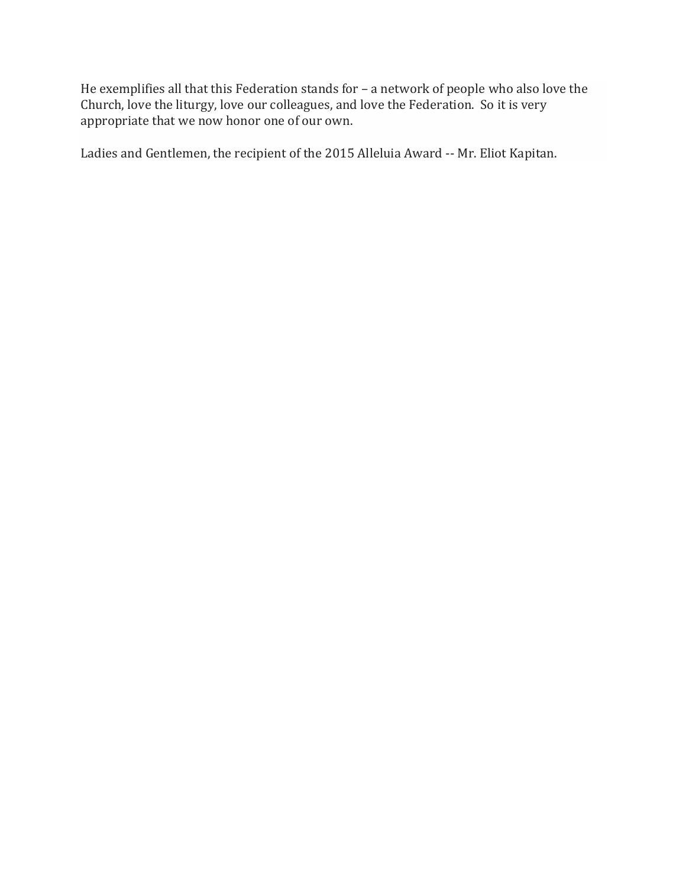He exemplifies all that this Federation stands for – a network of people who also love the Church, love the liturgy, love our colleagues, and love the Federation. So it is very appropriate that we now honor one of our own.

Ladies and Gentlemen, the recipient of the 2015 Alleluia Award -- Mr. Eliot Kapitan.